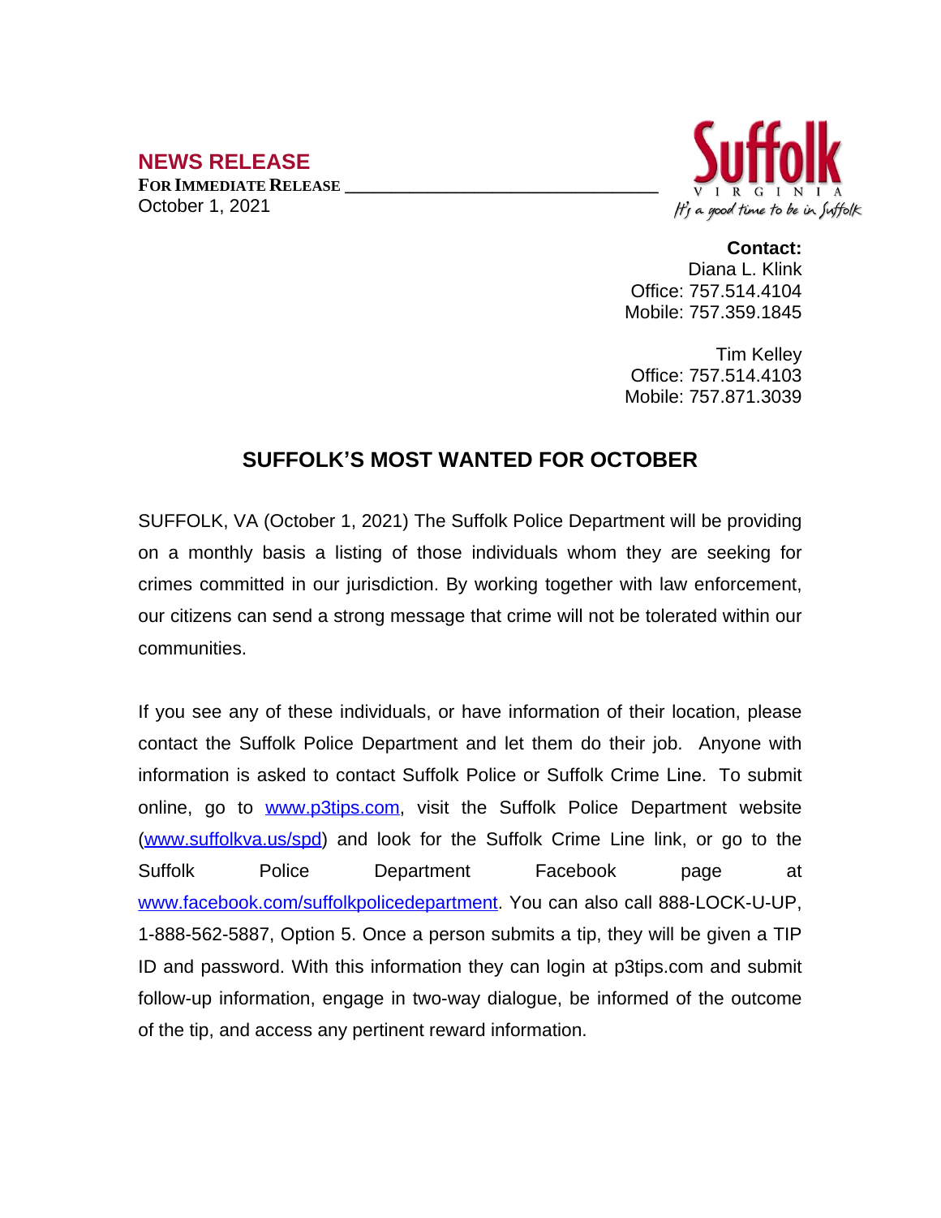## NEWS RELEASE

**FOR IMMEDIATE RELEASE**

October 1, 2021

Suffolk
VIRGINIA
It's a good time to be in Suffolk

**Contact:**
Diana L. Klink
Office: 757.514.4104
Mobile: 757.359.1845

Tim Kelley
Office: 757.514.4103
Mobile: 757.871.3039

# SUFFOLK'S MOST WANTED FOR OCTOBER

SUFFOLK, VA (October 1, 2021) The Suffolk Police Department will be providing on a monthly basis a listing of those individuals whom they are seeking for crimes committed in our jurisdiction. By working together with law enforcement, our citizens can send a strong message that crime will not be tolerated within our communities.

If you see any of these individuals, or have information of their location, please contact the Suffolk Police Department and let them do their job. Anyone with information is asked to contact Suffolk Police or Suffolk Crime Line. To submit online, go to www.p3tips.com, visit the Suffolk Police Department website (www.suffolkva.us/spd) and look for the Suffolk Crime Line link, or go to the Suffolk Police Department Facebook page at www.facebook.com/suffolkpolicedepartment. You can also call 888-LOCK-U-UP, 1-888-562-5887, Option 5. Once a person submits a tip, they will be given a TIP ID and password. With this information they can login at p3tips.com and submit follow-up information, engage in two-way dialogue, be informed of the outcome of the tip, and access any pertinent reward information.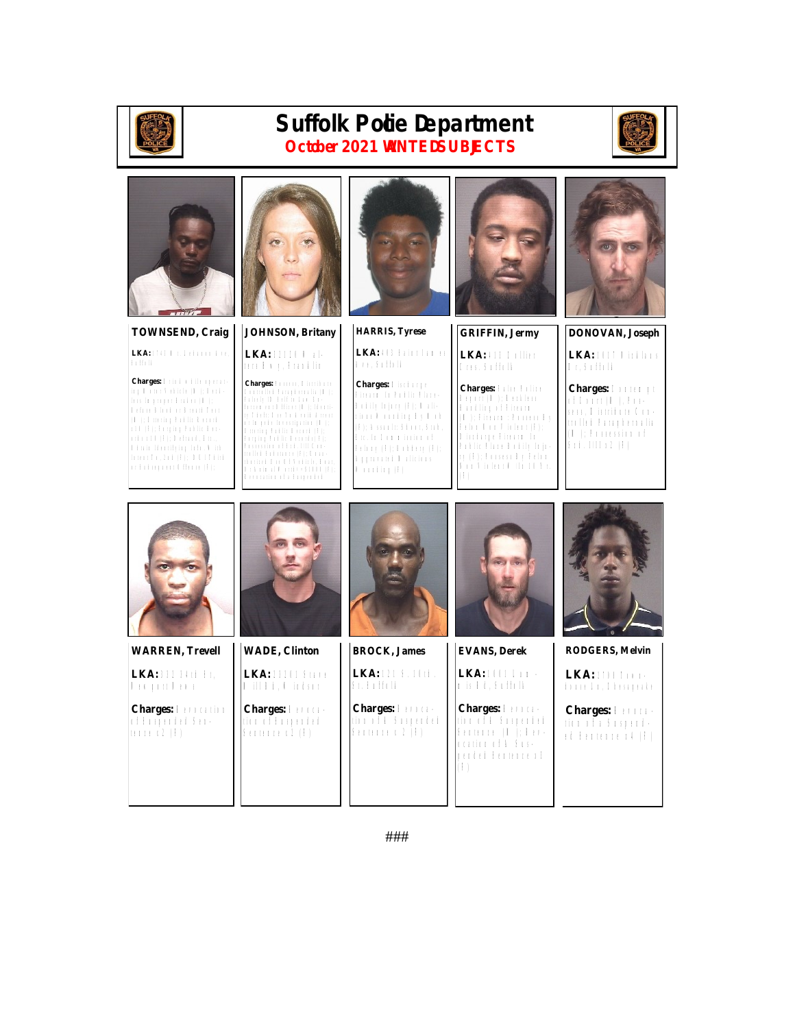# Suffolk Polie Department

## October 2021 WNTED SUBJECTS

**TOWNSEND, Craig**

**LKA:**

**Charges:**

**JOHNSON, Britany**

**LKA:**

**Charges:**

**HARRIS, Tyrese**

**LKA:**

**Charges:**

**GRIFFIN, Jermy**

**LKA:**

**Charges:**

**DONOVAN, Joseph**

**LKA:**

**Charges:**

**WARREN, Trevell**

**LKA:**

**Charges:**

**WADE, Clinton**

**LKA:**

**Charges:**

**BROCK, James**

**LKA:**

**Charges:**

**EVANS, Derek**

**LKA:**

**Charges:**

**RODGERS, Melvin**

**LKA:**

**Charges:**

###